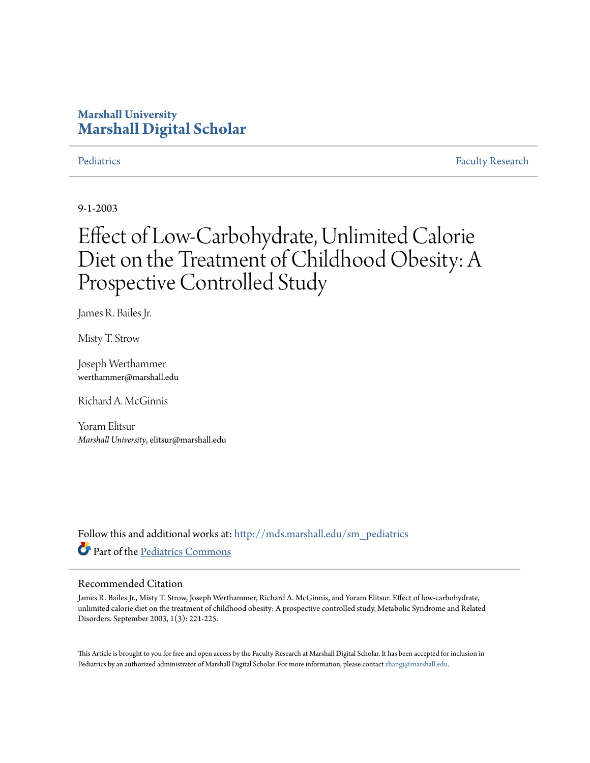# Marshall University
# Marshall Digital Scholar

Pediatrics | Faculty Research

9-1-2003

# Effect of Low-Carbohydrate, Unlimited Calorie Diet on the Treatment of Childhood Obesity: A Prospective Controlled Study

James R. Bailes Jr.

Misty T. Strow

Joseph Werthammer
werthammer@marshall.edu

Richard A. McGinnis

Yoram Elitsur
*Marshall University*, elitsur@marshall.edu

Follow this and additional works at: http://mds.marshall.edu/sm_pediatrics

Part of the Pediatrics Commons

## Recommended Citation

James R. Bailes Jr., Misty T. Strow, Joseph Werthammer, Richard A. McGinnis, and Yoram Elitsur. Effect of low-carbohydrate, unlimited calorie diet on the treatment of childhood obesity: A prospective controlled study. Metabolic Syndrome and Related Disorders. September 2003, 1(3): 221-225.

This Article is brought to you for free and open access by the Faculty Research at Marshall Digital Scholar. It has been accepted for inclusion in Pediatrics by an authorized administrator of Marshall Digital Scholar. For more information, please contact zhangj@marshall.edu.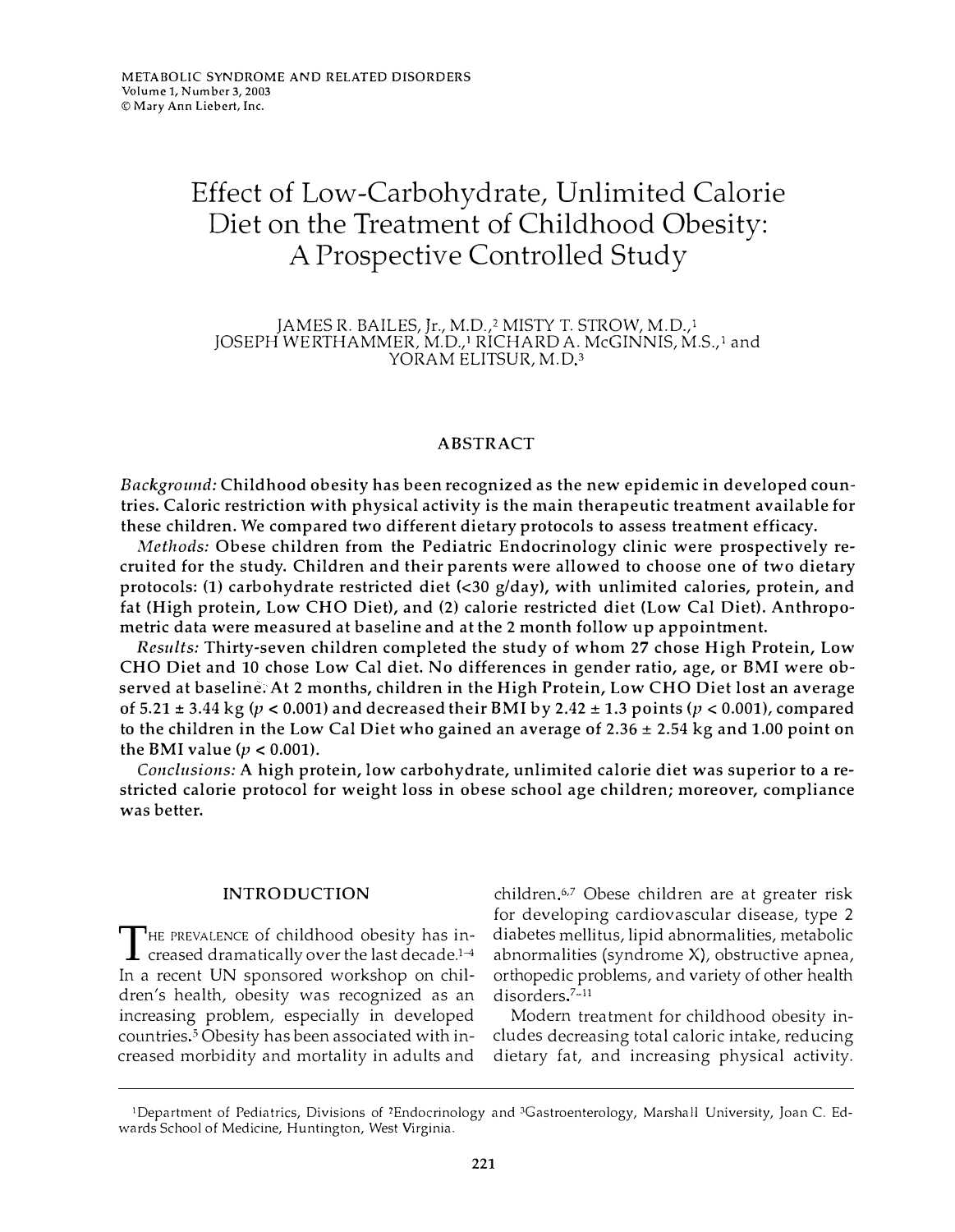# Effect of Low-Carbohydrate, Unlimited Calorie Diet on the Treatment of Childhood Obesity: A Prospective Controlled Study

JAMES R. BAILES, Jr., M.D.,[2] MISTY T. STROW, M.D.,[1] JOSEPH WERTHAMMER, M.D.,[1] RICHARD A. McGINNIS, M.S.,[1] and YORAM ELITSUR, M.D.[3]

## ABSTRACT

*Background:* **Childhood obesity has been recognized as the new epidemic in developed countries. Caloric restriction with physical activity is the main therapeutic treatment available for these children. We compared two different dietary protocols to assess treatment efficacy.**

*Methods:* **Obese children from the Pediatric Endocrinology clinic were prospectively recruited for the study. Children and their parents were allowed to choose one of two dietary protocols: (1) carbohydrate restricted diet (<30 g/day), with unlimited calories, protein, and fat (High protein, Low CHO Diet), and (2) calorie restricted diet (Low Cal Diet). Anthropometric data were measured at baseline and at the 2 month follow up appointment.**

*Results:* **Thirty-seven children completed the study of whom 27 chose High Protein, Low CHO Diet and 10 chose Low Cal diet. No differences in gender ratio, age, or BMI were observed at baseline. At 2 months, children in the High Protein, Low CHO Diet lost an average of 5.21 ± 3.44 kg ($p < 0.001$) and decreased their BMI by 2.42 ± 1.3 points ($p < 0.001$), compared to the children in the Low Cal Diet who gained an average of 2.36 ± 2.54 kg and 1.00 point on the BMI value ($p < 0.001$).**

*Conclusions:* **A high protein, low carbohydrate, unlimited calorie diet was superior to a restricted calorie protocol for weight loss in obese school age children; moreover, compliance was better.**

## INTRODUCTION

The prevalence of childhood obesity has increased dramatically over the last decade.[1–4] In a recent UN sponsored workshop on children's health, obesity was recognized as an increasing problem, especially in developed countries.[5] Obesity has been associated with increased morbidity and mortality in adults and children.[6,7] Obese children are at greater risk for developing cardiovascular disease, type 2 diabetes mellitus, lipid abnormalities, metabolic abnormalities (syndrome X), obstructive apnea, orthopedic problems, and variety of other health disorders.[7–11]

Modern treatment for childhood obesity includes decreasing total caloric intake, reducing dietary fat, and increasing physical activity.

[1]Department of Pediatrics, Divisions of [2]Endocrinology and [3]Gastroenterology, Marshall University, Joan C. Edwards School of Medicine, Huntington, West Virginia.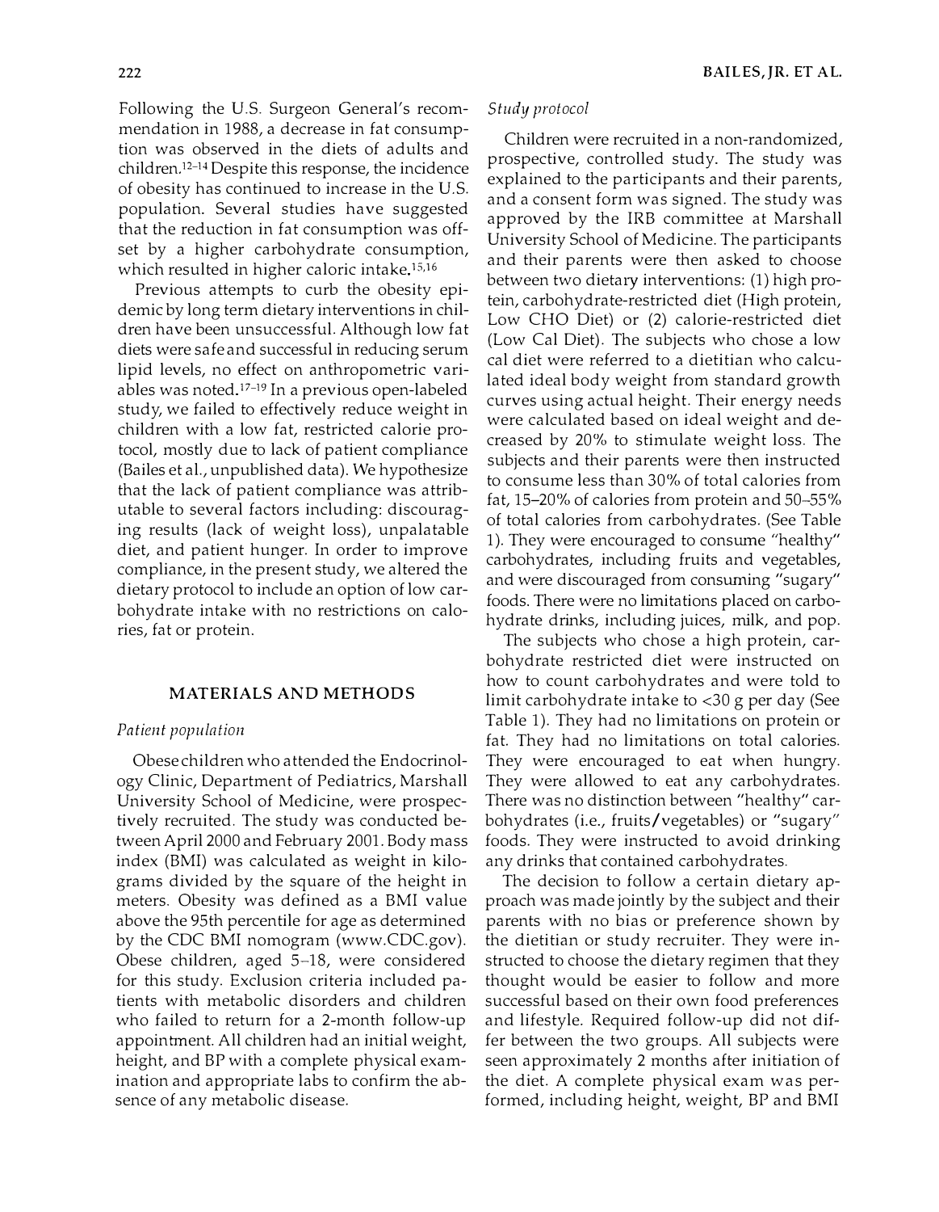Following the U.S. Surgeon General's recommendation in 1988, a decrease in fat consumption was observed in the diets of adults and children.[12–14] Despite this response, the incidence of obesity has continued to increase in the U.S. population. Several studies have suggested that the reduction in fat consumption was offset by a higher carbohydrate consumption, which resulted in higher caloric intake.[15,16]

Previous attempts to curb the obesity epidemic by long term dietary interventions in children have been unsuccessful. Although low fat diets were safe and successful in reducing serum lipid levels, no effect on anthropometric variables was noted.[17–19] In a previous open-labeled study, we failed to effectively reduce weight in children with a low fat, restricted calorie protocol, mostly due to lack of patient compliance (Bailes et al., unpublished data). We hypothesize that the lack of patient compliance was attributable to several factors including: discouraging results (lack of weight loss), unpalatable diet, and patient hunger. In order to improve compliance, in the present study, we altered the dietary protocol to include an option of low carbohydrate intake with no restrictions on calories, fat or protein.

## MATERIALS AND METHODS

### *Patient population*

Obese children who attended the Endocrinology Clinic, Department of Pediatrics, Marshall University School of Medicine, were prospectively recruited. The study was conducted between April 2000 and February 2001. Body mass index (BMI) was calculated as weight in kilograms divided by the square of the height in meters. Obesity was defined as a BMI value above the 95th percentile for age as determined by the CDC BMI nomogram (www.CDC.gov). Obese children, aged 5–18, were considered for this study. Exclusion criteria included patients with metabolic disorders and children who failed to return for a 2-month follow-up appointment. All children had an initial weight, height, and BP with a complete physical examination and appropriate labs to confirm the absence of any metabolic disease.

### *Study protocol*

Children were recruited in a non-randomized, prospective, controlled study. The study was explained to the participants and their parents, and a consent form was signed. The study was approved by the IRB committee at Marshall University School of Medicine. The participants and their parents were then asked to choose between two dietary interventions: (1) high protein, carbohydrate-restricted diet (High protein, Low CHO Diet) or (2) calorie-restricted diet (Low Cal Diet). The subjects who chose a low cal diet were referred to a dietitian who calculated ideal body weight from standard growth curves using actual height. Their energy needs were calculated based on ideal weight and decreased by 20% to stimulate weight loss. The subjects and their parents were then instructed to consume less than 30% of total calories from fat, 15–20% of calories from protein and 50–55% of total calories from carbohydrates. (See Table 1). They were encouraged to consume "healthy" carbohydrates, including fruits and vegetables, and were discouraged from consuming "sugary" foods. There were no limitations placed on carbohydrate drinks, including juices, milk, and pop.

The subjects who chose a high protein, carbohydrate restricted diet were instructed on how to count carbohydrates and were told to limit carbohydrate intake to <30 g per day (See Table 1). They had no limitations on protein or fat. They had no limitations on total calories. They were encouraged to eat when hungry. They were allowed to eat any carbohydrates. There was no distinction between "healthy" carbohydrates (i.e., fruits/vegetables) or "sugary" foods. They were instructed to avoid drinking any drinks that contained carbohydrates.

The decision to follow a certain dietary approach was made jointly by the subject and their parents with no bias or preference shown by the dietitian or study recruiter. They were instructed to choose the dietary regimen that they thought would be easier to follow and more successful based on their own food preferences and lifestyle. Required follow-up did not differ between the two groups. All subjects were seen approximately 2 months after initiation of the diet. A complete physical exam was performed, including height, weight, BP and BMI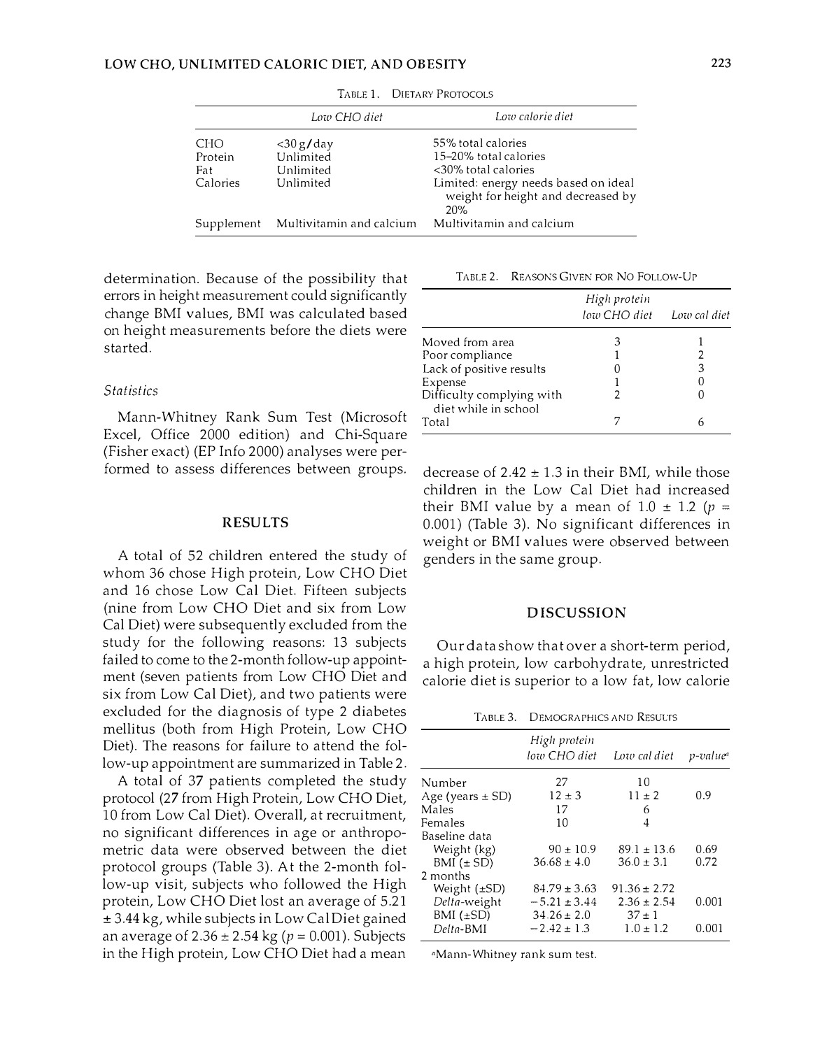TABLE 1. DIETARY PROTOCOLS

| | *Low CHO diet* | *Low calorie diet* |
|---|---|---|
| CHO | <30 g/day | 55% total calories |
| Protein | Unlimited | 15–20% total calories |
| Fat | Unlimited | <30% total calories |
| Calories | Unlimited | Limited: energy needs based on ideal weight for height and decreased by 20% |
| Supplement | Multivitamin and calcium | Multivitamin and calcium |

determination. Because of the possibility that errors in height measurement could significantly change BMI values, BMI was calculated based on height measurements before the diets were started.

### *Statistics*

Mann-Whitney Rank Sum Test (Microsoft Excel, Office 2000 edition) and Chi-Square (Fisher exact) (EP Info 2000) analyses were performed to assess differences between groups.

## RESULTS

A total of 52 children entered the study of whom 36 chose High protein, Low CHO Diet and 16 chose Low Cal Diet. Fifteen subjects (nine from Low CHO Diet and six from Low Cal Diet) were subsequently excluded from the study for the following reasons: 13 subjects failed to come to the 2-month follow-up appointment (seven patients from Low CHO Diet and six from Low Cal Diet), and two patients were excluded for the diagnosis of type 2 diabetes mellitus (both from High Protein, Low CHO Diet). The reasons for failure to attend the follow-up appointment are summarized in Table 2.

TABLE 2. REASONS GIVEN FOR NO FOLLOW-UP

| | *High protein low CHO diet* | *Low cal diet* |
|---|---|---|
| Moved from area | 3 | 1 |
| Poor compliance | 1 | 2 |
| Lack of positive results | 0 | 3 |
| Expense | 1 | 0 |
| Difficulty complying with diet while in school | 2 | 0 |
| Total | 7 | 6 |

A total of 37 patients completed the study protocol (27 from High Protein, Low CHO Diet, 10 from Low Cal Diet). Overall, at recruitment, no significant differences in age or anthropometric data were observed between the diet protocol groups (Table 3). At the 2-month follow-up visit, subjects who followed the High protein, Low CHO Diet lost an average of 5.21 ± 3.44 kg, while subjects in Low Cal Diet gained an average of 2.36 ± 2.54 kg ($p = 0.001$). Subjects in the High protein, Low CHO Diet had a mean decrease of 2.42 ± 1.3 in their BMI, while those children in the Low Cal Diet had increased their BMI value by a mean of 1.0 ± 1.2 ($p = 0.001$) (Table 3). No significant differences in weight or BMI values were observed between genders in the same group.

## DISCUSSION

Our data show that over a short-term period, a high protein, low carbohydrate, unrestricted calorie diet is superior to a low fat, low calorie

TABLE 3. DEMOGRAPHICS AND RESULTS

| | *High protein low CHO diet* | *Low cal diet* | *p-value*[a] |
|---|---|---|---|
| Number | 27 | 10 | |
| Age (years ± SD) | 12 ± 3 | 11 ± 2 | 0.9 |
| Males | 17 | 6 | |
| Females | 10 | 4 | |
| Baseline data | | | |
| Weight (kg) | 90 ± 10.9 | 89.1 ± 13.6 | 0.69 |
| BMI (± SD) | 36.68 ± 4.0 | 36.0 ± 3.1 | 0.72 |
| 2 months | | | |
| Weight (±SD) | 84.79 ± 3.63 | 91.36 ± 2.72 | |
| *Delta*-weight | −5.21 ± 3.44 | 2.36 ± 2.54 | 0.001 |
| BMI (±SD) | 34.26 ± 2.0 | 37 ± 1 | |
| *Delta*-BMI | −2.42 ± 1.3 | 1.0 ± 1.2 | 0.001 |

[a]Mann-Whitney rank sum test.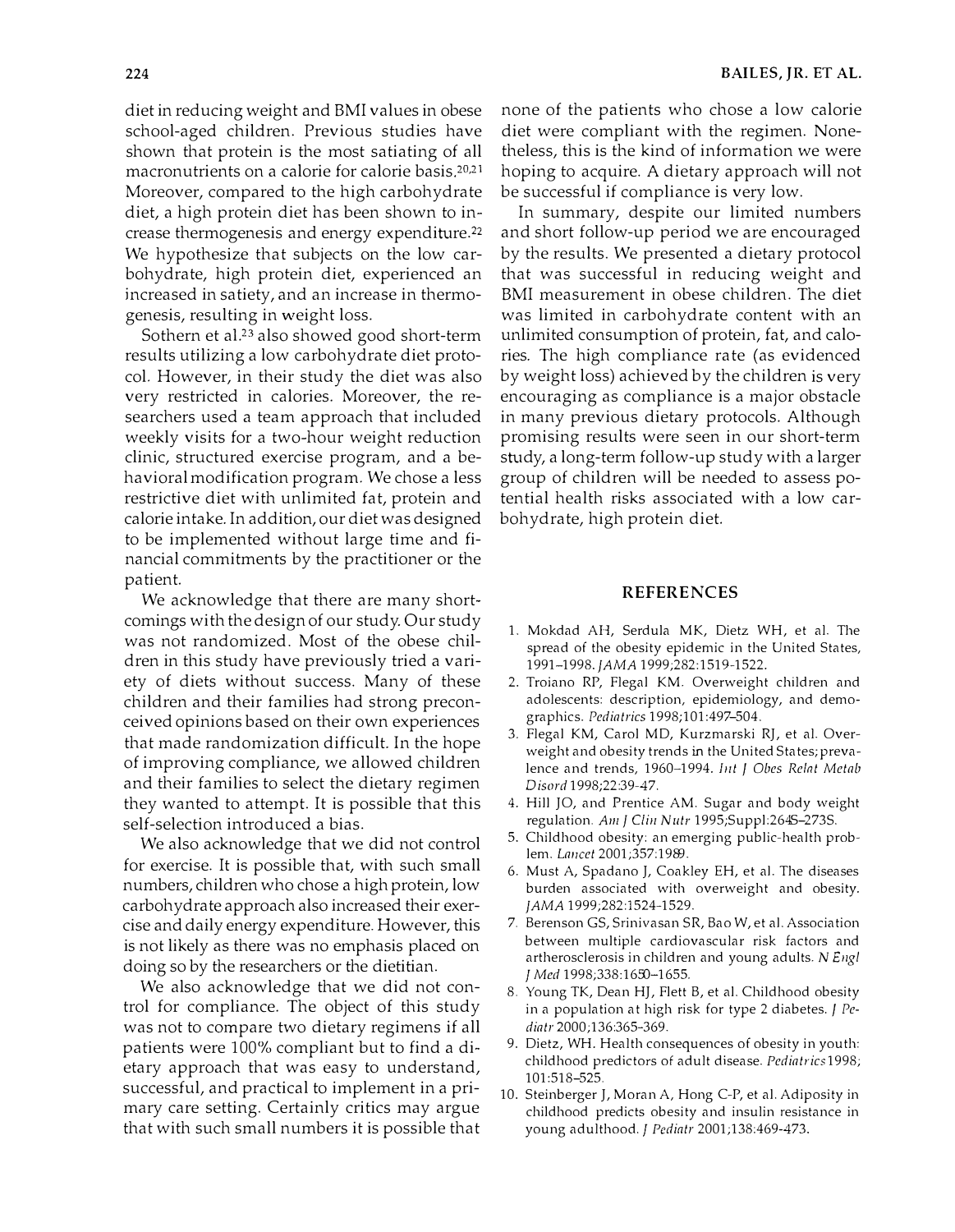diet in reducing weight and BMI values in obese school-aged children. Previous studies have shown that protein is the most satiating of all macronutrients on a calorie for calorie basis.[20,21] Moreover, compared to the high carbohydrate diet, a high protein diet has been shown to increase thermogenesis and energy expenditure.[22] We hypothesize that subjects on the low carbohydrate, high protein diet, experienced an increased in satiety, and an increase in thermogenesis, resulting in weight loss.

Sothern et al.[23] also showed good short-term results utilizing a low carbohydrate diet protocol. However, in their study the diet was also very restricted in calories. Moreover, the researchers used a team approach that included weekly visits for a two-hour weight reduction clinic, structured exercise program, and a behavioral modification program. We chose a less restrictive diet with unlimited fat, protein and calorie intake. In addition, our diet was designed to be implemented without large time and financial commitments by the practitioner or the patient.

We acknowledge that there are many shortcomings with the design of our study. Our study was not randomized. Most of the obese children in this study have previously tried a variety of diets without success. Many of these children and their families had strong preconceived opinions based on their own experiences that made randomization difficult. In the hope of improving compliance, we allowed children and their families to select the dietary regimen they wanted to attempt. It is possible that this self-selection introduced a bias.

We also acknowledge that we did not control for exercise. It is possible that, with such small numbers, children who chose a high protein, low carbohydrate approach also increased their exercise and daily energy expenditure. However, this is not likely as there was no emphasis placed on doing so by the researchers or the dietitian.

We also acknowledge that we did not control for compliance. The object of this study was not to compare two dietary regimens if all patients were 100% compliant but to find a dietary approach that was easy to understand, successful, and practical to implement in a primary care setting. Certainly critics may argue that with such small numbers it is possible that none of the patients who chose a low calorie diet were compliant with the regimen. Nonetheless, this is the kind of information we were hoping to acquire. A dietary approach will not be successful if compliance is very low.

In summary, despite our limited numbers and short follow-up period we are encouraged by the results. We presented a dietary protocol that was successful in reducing weight and BMI measurement in obese children. The diet was limited in carbohydrate content with an unlimited consumption of protein, fat, and calories. The high compliance rate (as evidenced by weight loss) achieved by the children is very encouraging as compliance is a major obstacle in many previous dietary protocols. Although promising results were seen in our short-term study, a long-term follow-up study with a larger group of children will be needed to assess potential health risks associated with a low carbohydrate, high protein diet.

## REFERENCES

1. Mokdad AH, Serdula MK, Dietz WH, et al. The spread of the obesity epidemic in the United States, 1991–1998. *JAMA* 1999;282:1519-1522.
2. Troiano RP, Flegal KM. Overweight children and adolescents: description, epidemiology, and demographics. *Pediatrics* 1998;101:497–504.
3. Flegal KM, Carol MD, Kurzmarski RJ, et al. Overweight and obesity trends in the United States; prevalence and trends, 1960–1994. *Int J Obes Relat Metab Disord* 1998;22:39-47.
4. Hill JO, and Prentice AM. Sugar and body weight regulation. *Am J Clin Nutr* 1995;Suppl:264S–273S.
5. Childhood obesity: an emerging public-health problem. *Lancet* 2001;357:1989.
6. Must A, Spadano J, Coakley EH, et al. The diseases burden associated with overweight and obesity. *JAMA* 1999;282:1524-1529.
7. Berenson GS, Srinivasan SR, Bao W, et al. Association between multiple cardiovascular risk factors and artherosclerosis in children and young adults. *N Engl J Med* 1998;338:1650–1655.
8. Young TK, Dean HJ, Flett B, et al. Childhood obesity in a population at high risk for type 2 diabetes. *J Pediatr* 2000;136:365-369.
9. Dietz, WH. Health consequences of obesity in youth: childhood predictors of adult disease. *Pediatrics* 1998; 101:518–525.
10. Steinberger J, Moran A, Hong C-P, et al. Adiposity in childhood predicts obesity and insulin resistance in young adulthood. *J Pediatr* 2001;138:469-473.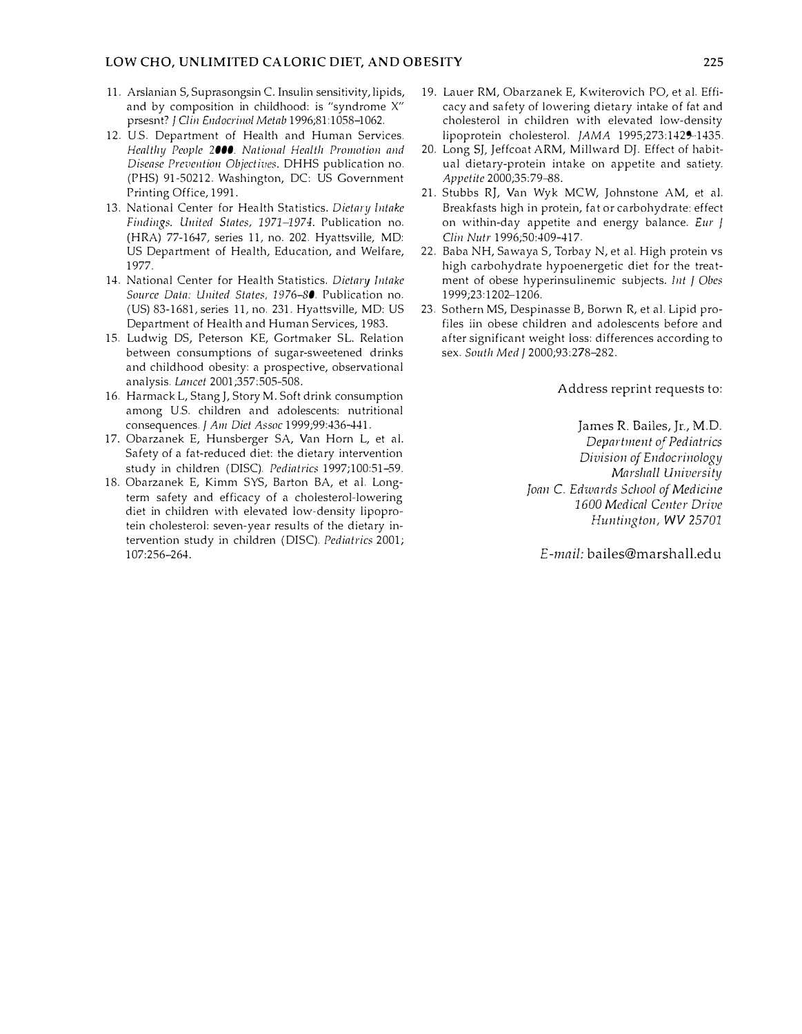11. Arslanian S, Suprasongsin C. Insulin sensitivity, lipids, and by composition in childhood: is "syndrome X" prsesnt? *J Clin Endocrinol Metab* 1996;81:1058–1062.
12. U.S. Department of Health and Human Services. *Healthy People 2000. National Health Promotion and Disease Prevention Objectives*. DHHS publication no. (PHS) 91-50212. Washington, DC: US Government Printing Office, 1991.
13. National Center for Health Statistics. *Dietary Intake Findings. United States, 1971–1974*. Publication no. (HRA) 77-1647, series 11, no. 202. Hyattsville, MD: US Department of Health, Education, and Welfare, 1977.
14. National Center for Health Statistics. *Dietary Intake Source Data: United States, 1976–80*. Publication no. (US) 83-1681, series 11, no. 231. Hyattsville, MD: US Department of Health and Human Services, 1983.
15. Ludwig DS, Peterson KE, Gortmaker SL. Relation between consumptions of sugar-sweetened drinks and childhood obesity: a prospective, observational analysis. *Lancet* 2001;357:505–508.
16. Harmack L, Stang J, Story M. Soft drink consumption among U.S. children and adolescents: nutritional consequences. *J Am Diet Assoc* 1999;99:436–441.
17. Obarzanek E, Hunsberger SA, Van Horn L, et al. Safety of a fat-reduced diet: the dietary intervention study in children (DISC). *Pediatrics* 1997;100:51–59.
18. Obarzanek E, Kimm SYS, Barton BA, et al. Long-term safety and efficacy of a cholesterol-lowering diet in children with elevated low-density lipoprotein cholesterol: seven-year results of the dietary intervention study in children (DISC). *Pediatrics* 2001;107:256–264.
19. Lauer RM, Obarzanek E, Kwiterovich PO, et al. Efficacy and safety of lowering dietary intake of fat and cholesterol in children with elevated low-density lipoprotein cholesterol. *JAMA* 1995;273:1429–1435.
20. Long SJ, Jeffcoat ARM, Millward DJ. Effect of habitual dietary-protein intake on appetite and satiety. *Appetite* 2000;35:79–88.
21. Stubbs RJ, Van Wyk MCW, Johnstone AM, et al. Breakfasts high in protein, fat or carbohydrate: effect on within-day appetite and energy balance. *Eur J Clin Nutr* 1996;50:409–417.
22. Baba NH, Sawaya S, Torbay N, et al. High protein vs high carbohydrate hypoenergetic diet for the treatment of obese hyperinsulinemic subjects. *Int J Obes* 1999;23:1202–1206.
23. Sothern MS, Despinasse B, Borwn R, et al. Lipid profiles iin obese children and adolescents before and after significant weight loss: differences according to sex. *South Med J* 2000;93:278–282.

Address reprint requests to:

James R. Bailes, Jr., M.D.
*Department of Pediatrics*
*Division of Endocrinology*
*Marshall University*
*Joan C. Edwards School of Medicine*
*1600 Medical Center Drive*
*Huntington, WV 25701*

*E-mail:* bailes@marshall.edu